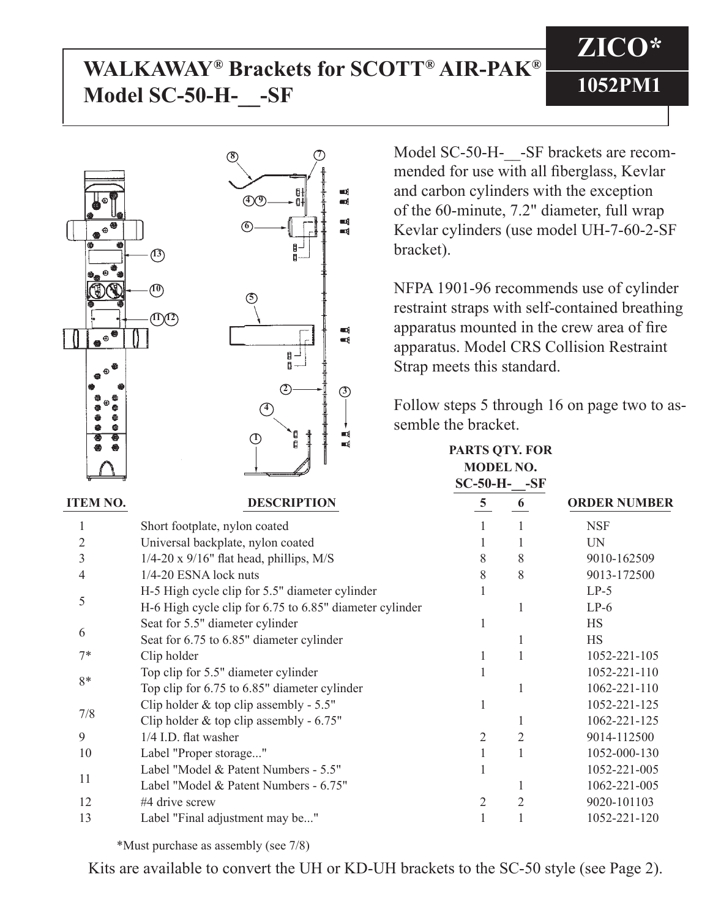# WALKAWAY® Brackets for SCOTT® AIR-PAK® Model SC-50-H-__-SF

**ZICO***

**1052PM1**

Model SC-50-H-__-SF brackets are recommended for use with all fiberglass, Kevlar and carbon cylinders with the exception of the 60-minute, 7.2" diameter, full wrap Kevlar cylinders (use model UH-7-60-2-SF bracket).

NFPA 1901-96 recommends use of cylinder restraint straps with self-contained breathing apparatus mounted in the crew area of fire apparatus. Model CRS Collision Restraint Strap meets this standard.

Follow steps 5 through 16 on page two to assemble the bracket.

| ITEM NO. | DESCRIPTION | PARTS QTY. FOR MODEL NO. SC-50-H-__-SF 5 | 6 | ORDER NUMBER |
|---|---|---|---|---|
| 1 | Short footplate, nylon coated | 1 | 1 | NSF |
| 2 | Universal backplate, nylon coated | 1 | 1 | UN |
| 3 | 1/4-20 x 9/16" flat head, phillips, M/S | 8 | 8 | 9010-162509 |
| 4 | 1/4-20 ESNA lock nuts | 8 | 8 | 9013-172500 |
| 5 | H-5 High cycle clip for 5.5" diameter cylinder | 1 | | LP-5 |
| | H-6 High cycle clip for 6.75 to 6.85" diameter cylinder | | 1 | LP-6 |
| 6 | Seat for 5.5" diameter cylinder | 1 | | HS |
| | Seat for 6.75 to 6.85" diameter cylinder | | 1 | HS |
| 7* | Clip holder | 1 | 1 | 1052-221-105 |
| 8* | Top clip for 5.5" diameter cylinder | 1 | | 1052-221-110 |
| | Top clip for 6.75 to 6.85" diameter cylinder | | 1 | 1062-221-110 |
| 7/8 | Clip holder & top clip assembly - 5.5" | 1 | | 1052-221-125 |
| | Clip holder & top clip assembly - 6.75" | | 1 | 1062-221-125 |
| 9 | 1/4 I.D. flat washer | 2 | 2 | 9014-112500 |
| 10 | Label "Proper storage..." | 1 | 1 | 1052-000-130 |
| 11 | Label "Model & Patent Numbers - 5.5" | 1 | | 1052-221-005 |
| | Label "Model & Patent Numbers - 6.75" | | 1 | 1062-221-005 |
| 12 | #4 drive screw | 2 | 2 | 9020-101103 |
| 13 | Label "Final adjustment may be..." | 1 | 1 | 1052-221-120 |

*Must purchase as assembly (see 7/8)

Kits are available to convert the UH or KD-UH brackets to the SC-50 style (see Page 2).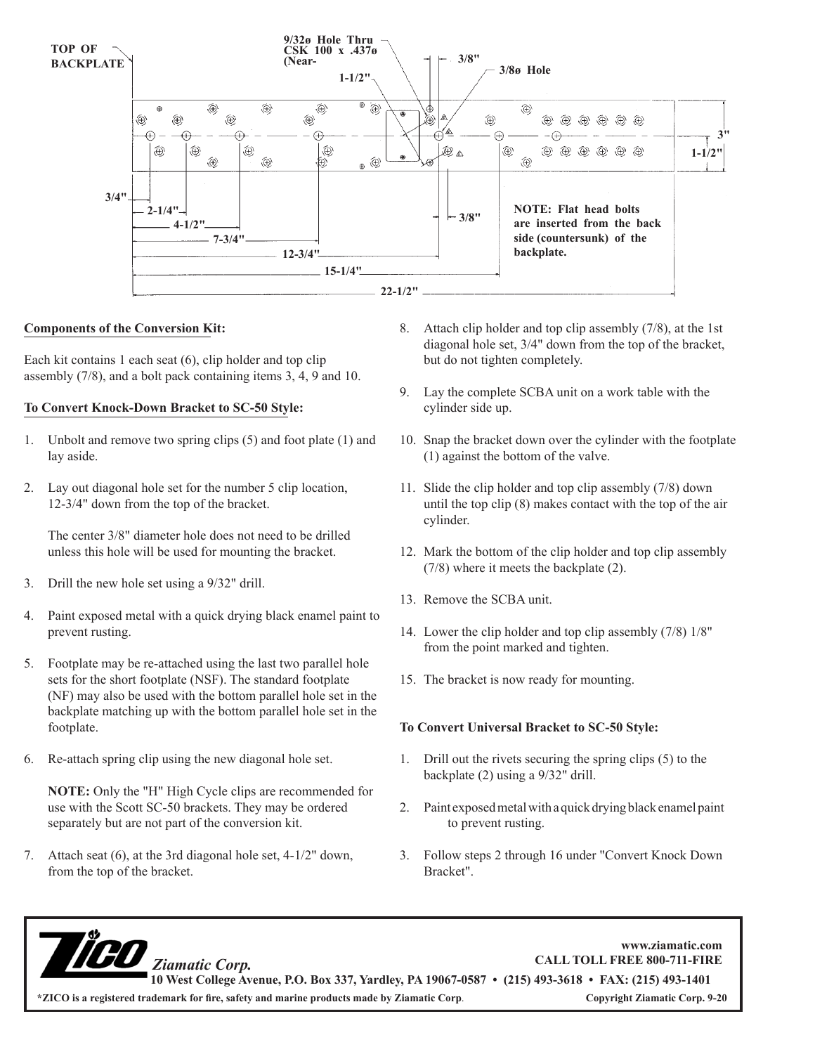TOP OF BACKPLATE

9/32ø Hole Thru CSK 100 x .437ø (Near-

1-1/2"

3/8"

3/8ø Hole

3"

1-1/2"

3/4"

2-1/4"

4-1/2"

7-3/4"

12-3/4"

15-1/4"

22-1/2"

3/8"

NOTE: Flat head bolts are inserted from the back side (countersunk) of the backplate.

**Components of the Conversion Kit:**

Each kit contains 1 each seat (6), clip holder and top clip assembly (7/8), and a bolt pack containing items 3, 4, 9 and 10.

**To Convert Knock-Down Bracket to SC-50 Style:**

1. Unbolt and remove two spring clips (5) and foot plate (1) and lay aside.
2. Lay out diagonal hole set for the number 5 clip location, 12-3/4" down from the top of the bracket.

   The center 3/8" diameter hole does not need to be drilled unless this hole will be used for mounting the bracket.

3. Drill the new hole set using a 9/32" drill.
4. Paint exposed metal with a quick drying black enamel paint to prevent rusting.
5. Footplate may be re-attached using the last two parallel hole sets for the short footplate (NSF). The standard footplate (NF) may also be used with the bottom parallel hole set in the backplate matching up with the bottom parallel hole set in the footplate.
6. Re-attach spring clip using the new diagonal hole set.

   **NOTE:** Only the "H" High Cycle clips are recommended for use with the Scott SC-50 brackets. They may be ordered separately but are not part of the conversion kit.

7. Attach seat (6), at the 3rd diagonal hole set, 4-1/2" down, from the top of the bracket.
8. Attach clip holder and top clip assembly (7/8), at the 1st diagonal hole set, 3/4" down from the top of the bracket, but do not tighten completely.
9. Lay the complete SCBA unit on a work table with the cylinder side up.
10. Snap the bracket down over the cylinder with the footplate (1) against the bottom of the valve.
11. Slide the clip holder and top clip assembly (7/8) down until the top clip (8) makes contact with the top of the air cylinder.
12. Mark the bottom of the clip holder and top clip assembly (7/8) where it meets the backplate (2).
13. Remove the SCBA unit.
14. Lower the clip holder and top clip assembly (7/8) 1/8" from the point marked and tighten.
15. The bracket is now ready for mounting.

**To Convert Universal Bracket to SC-50 Style:**

1. Drill out the rivets securing the spring clips (5) to the backplate (2) using a 9/32" drill.
2. Paint exposed metal with a quick drying black enamel paint to prevent rusting.
3. Follow steps 2 through 16 under "Convert Knock Down Bracket".

ZICO *Ziamatic Corp.*

www.ziamatic.com
CALL TOLL FREE 800-711-FIRE

10 West College Avenue, P.O. Box 337, Yardley, PA 19067-0587 • (215) 493-3618 • FAX: (215) 493-1401

*ZICO is a registered trademark for fire, safety and marine products made by Ziamatic Corp.

Copyright Ziamatic Corp. 9-20